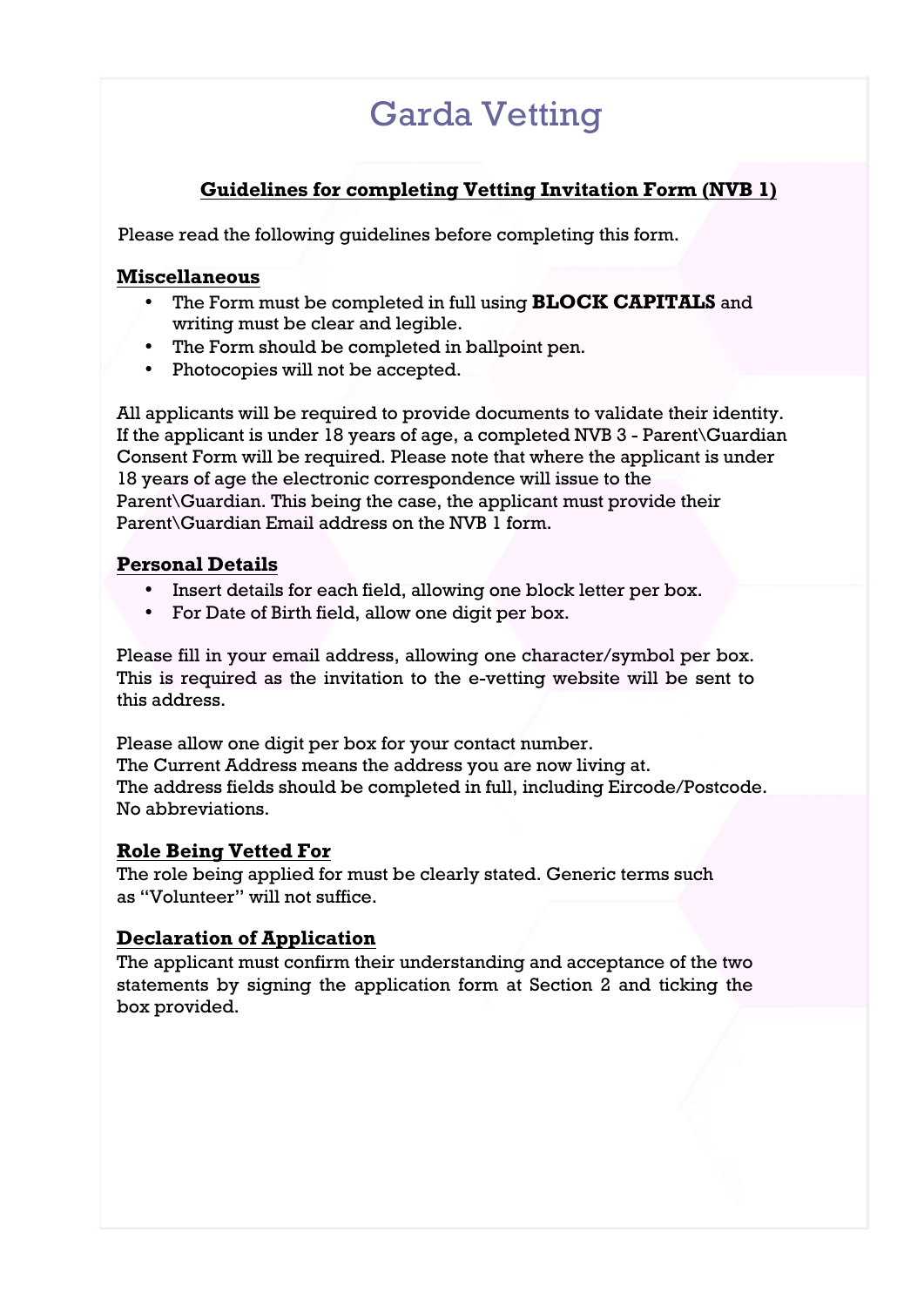# Garda Vetting

## Guidelines for completing Vetting Invitation Form (NVB 1)

Please read the following guidelines before completing this form.

### Miscellaneous

- The Form must be completed in full using **BLOCK CAPITALS** and writing must be clear and legible.
- The Form should be completed in ballpoint pen.
- Photocopies will not be accepted.

All applicants will be required to provide documents to validate their identity. If the applicant is under 18 years of age, a completed NVB 3 - Parent\Guardian Consent Form will be required. Please note that where the applicant is under 18 years of age the electronic correspondence will issue to the Parent\Guardian. This being the case, the applicant must provide their Parent\Guardian Email address on the NVB 1 form.

### Personal Details

- Insert details for each field, allowing one block letter per box.
- For Date of Birth field, allow one digit per box.

Please fill in your email address, allowing one character/symbol per box. This is required as the invitation to the e-vetting website will be sent to this address.

Please allow one digit per box for your contact number.
The Current Address means the address you are now living at.
The address fields should be completed in full, including Eircode/Postcode.
No abbreviations.

### Role Being Vetted For

The role being applied for must be clearly stated. Generic terms such as "Volunteer" will not suffice.

### Declaration of Application

The applicant must confirm their understanding and acceptance of the two statements by signing the application form at Section 2 and ticking the box provided.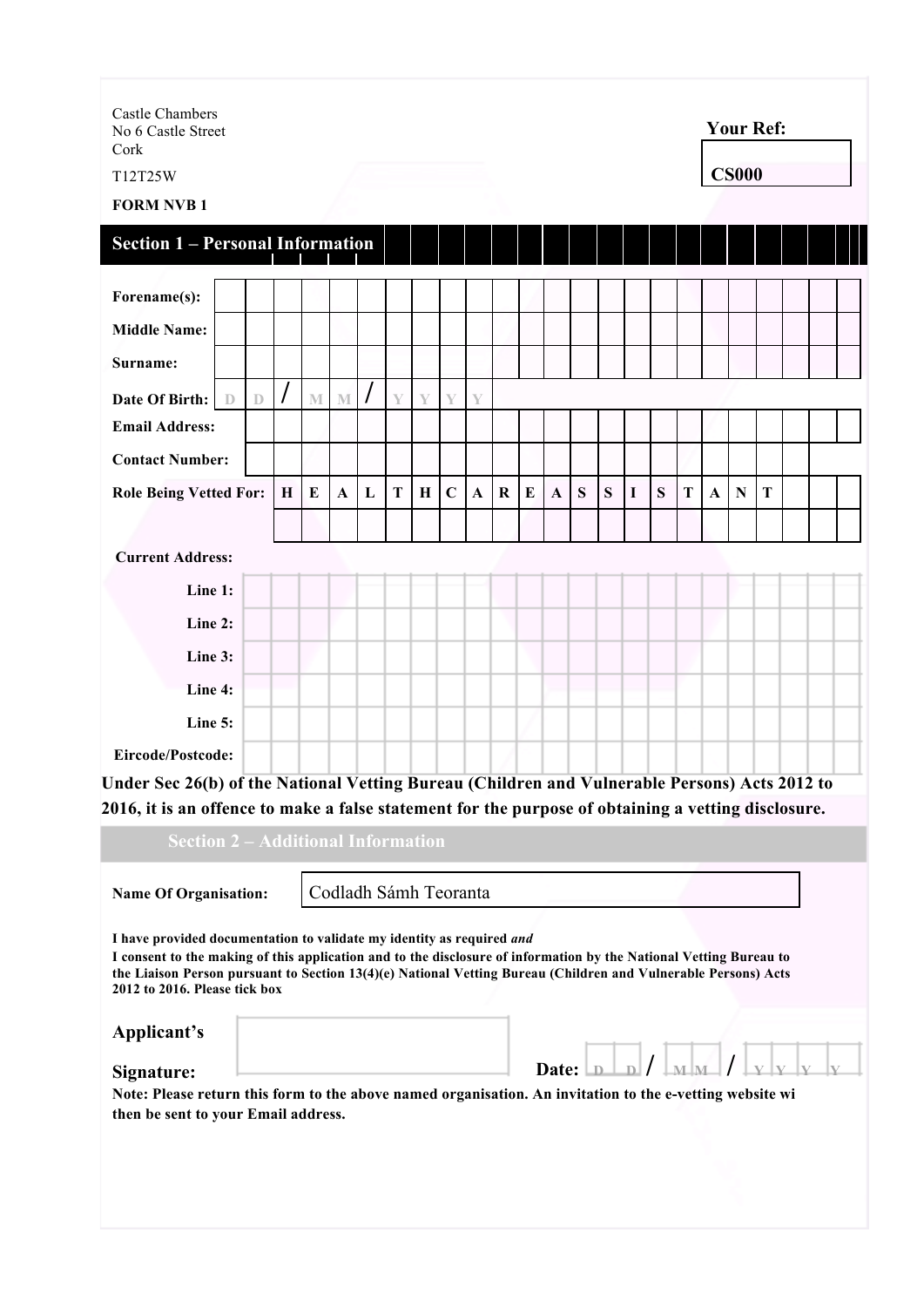Castle Chambers
No 6 Castle Street
Cork

T12T25W

**FORM NVB 1**

**Your Ref:** CS000

## Section 1 – Personal Information

**Forename(s):**

**Middle Name:**

**Surname:**

**Date Of Birth:** D D / M M / Y Y Y Y

**Email Address:**

**Contact Number:**

**Role Being Vetted For:** HEALTHCARE ASSISTANT

**Current Address:**

**Line 1:**

**Line 2:**

**Line 3:**

**Line 4:**

**Line 5:**

**Eircode/Postcode:**

**Under Sec 26(b) of the National Vetting Bureau (Children and Vulnerable Persons) Acts 2012 to 2016, it is an offence to make a false statement for the purpose of obtaining a vetting disclosure.**

## Section 2 – Additional Information

**Name Of Organisation:** Codladh Sámh Teoranta

**I have provided documentation to validate my identity as required** ***and***
**I consent to the making of this application and to the disclosure of information by the National Vetting Bureau to the Liaison Person pursuant to Section 13(4)(e) National Vetting Bureau (Children and Vulnerable Persons) Acts 2012 to 2016. Please tick box**

**Applicant's Signature:**

**Date:** D D / M M / Y Y Y Y

**Note: Please return this form to the above named organisation. An invitation to the e-vetting website wi then be sent to your Email address.**